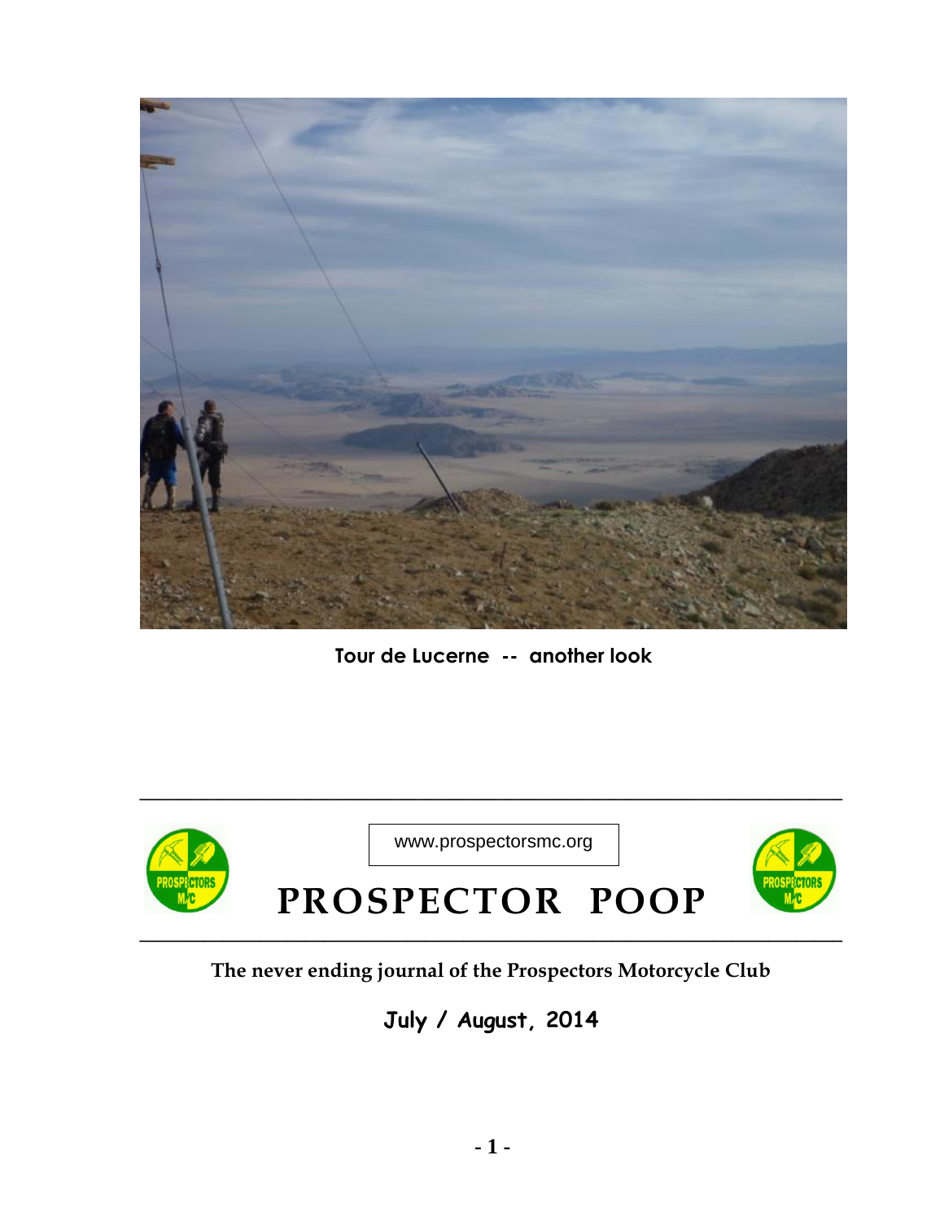Tour de Lucerne -- another look

www.prospectorsmc.org

# PROSPECTOR POOP

**The never ending journal of the Prospectors Motorcycle Club**

**July / August, 2014**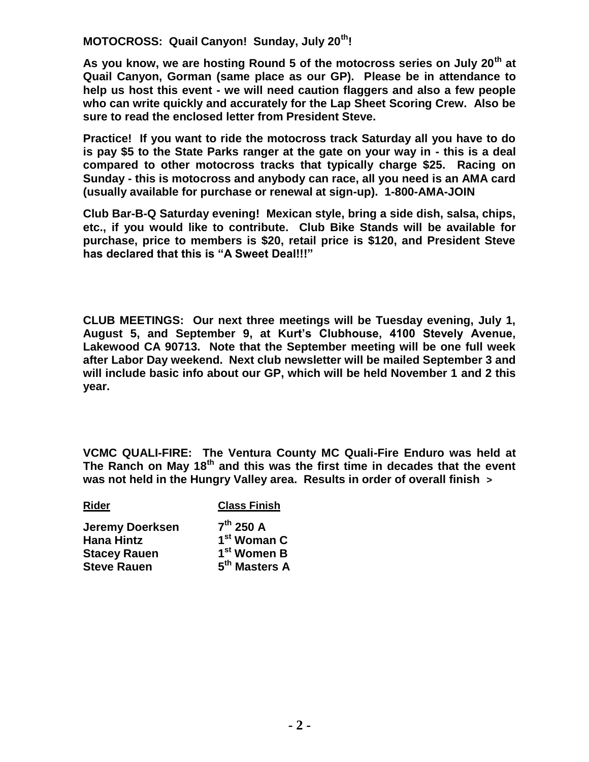**MOTOCROSS: Quail Canyon! Sunday, July 20th!**

**As you know, we are hosting Round 5 of the motocross series on July 20th at Quail Canyon, Gorman (same place as our GP). Please be in attendance to help us host this event - we will need caution flaggers and also a few people who can write quickly and accurately for the Lap Sheet Scoring Crew. Also be sure to read the enclosed letter from President Steve.**

**Practice! If you want to ride the motocross track Saturday all you have to do is pay $5 to the State Parks ranger at the gate on your way in - this is a deal compared to other motocross tracks that typically charge $25. Racing on Sunday - this is motocross and anybody can race, all you need is an AMA card (usually available for purchase or renewal at sign-up). 1-800-AMA-JOIN**

**Club Bar-B-Q Saturday evening! Mexican style, bring a side dish, salsa, chips, etc., if you would like to contribute. Club Bike Stands will be available for purchase, price to members is $20, retail price is $120, and President Steve has declared that this is "A Sweet Deal!!!"**

**CLUB MEETINGS: Our next three meetings will be Tuesday evening, July 1, August 5, and September 9, at Kurt's Clubhouse, 4100 Stevely Avenue, Lakewood CA 90713. Note that the September meeting will be one full week after Labor Day weekend. Next club newsletter will be mailed September 3 and will include basic info about our GP, which will be held November 1 and 2 this year.**

**VCMC QUALI-FIRE: The Ventura County MC Quali-Fire Enduro was held at The Ranch on May 18th and this was the first time in decades that the event was not held in the Hungry Valley area. Results in order of overall finish >**

| Rider | Class Finish |
|---|---|
| **Jeremy Doerksen** | **7th 250 A** |
| **Hana Hintz** | **1st Woman C** |
| **Stacey Rauen** | **1st Women B** |
| **Steve Rauen** | **5th Masters A** |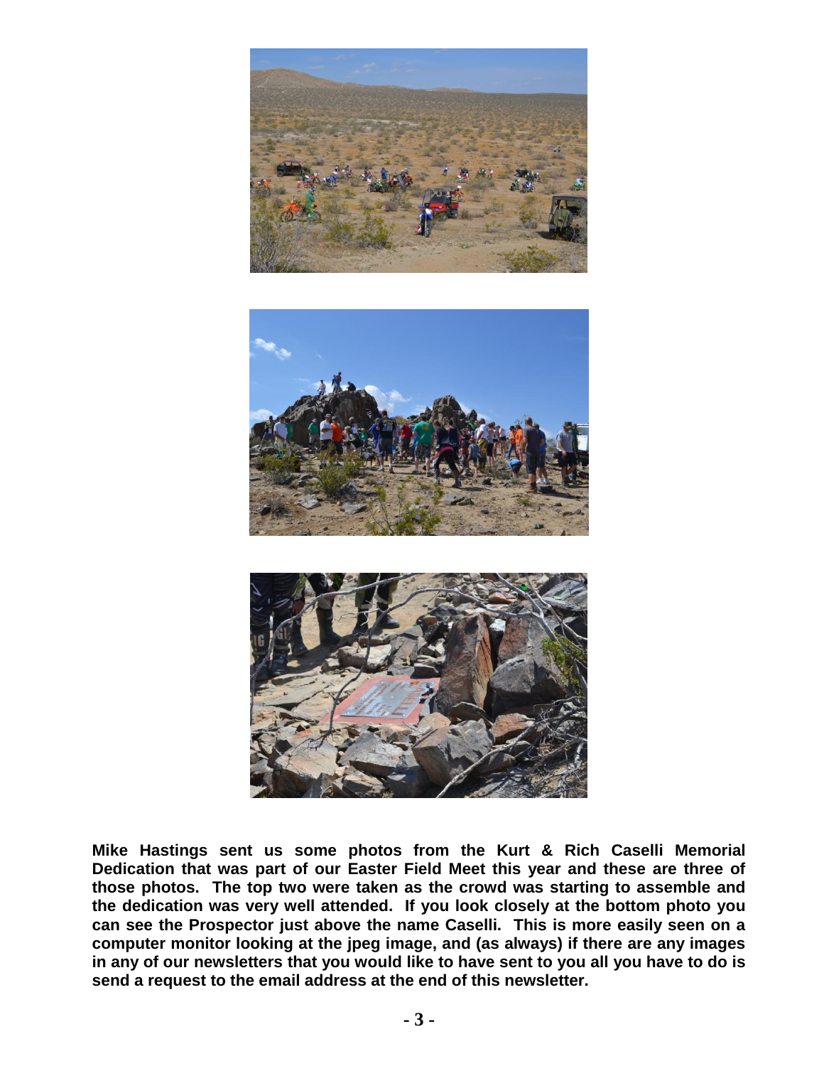**Mike Hastings sent us some photos from the Kurt & Rich Caselli Memorial Dedication that was part of our Easter Field Meet this year and these are three of those photos. The top two were taken as the crowd was starting to assemble and the dedication was very well attended. If you look closely at the bottom photo you can see the Prospector just above the name Caselli. This is more easily seen on a computer monitor looking at the jpeg image, and (as always) if there are any images in any of our newsletters that you would like to have sent to you all you have to do is send a request to the email address at the end of this newsletter.**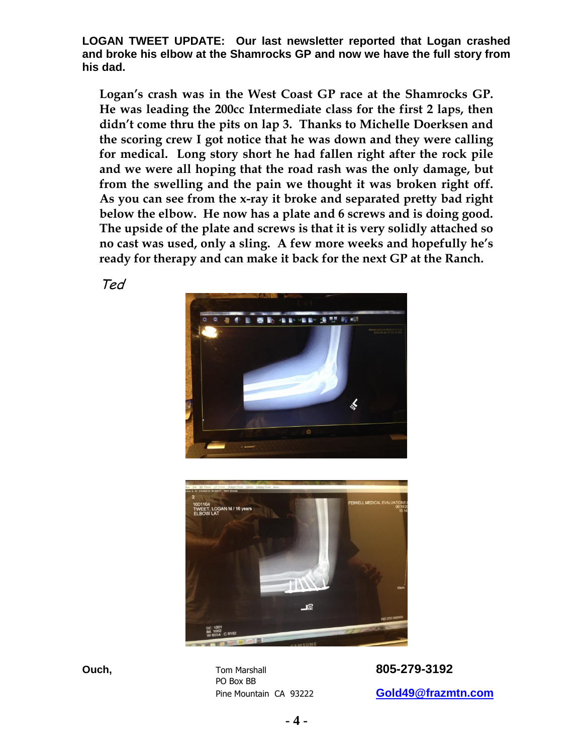**LOGAN TWEET UPDATE: Our last newsletter reported that Logan crashed and broke his elbow at the Shamrocks GP and now we have the full story from his dad.**

**Logan's crash was in the West Coast GP race at the Shamrocks GP. He was leading the 200cc Intermediate class for the first 2 laps, then didn't come thru the pits on lap 3. Thanks to Michelle Doerksen and the scoring crew I got notice that he was down and they were calling for medical. Long story short he had fallen right after the rock pile and we were all hoping that the road rash was the only damage, but from the swelling and the pain we thought it was broken right off. As you can see from the x-ray it broke and separated pretty bad right below the elbow. He now has a plate and 6 screws and is doing good. The upside of the plate and screws is that it is very solidly attached so no cast was used, only a sling. A few more weeks and hopefully he's ready for therapy and can make it back for the next GP at the Ranch.**

*Ted*

**Ouch,**

Tom Marshall
PO Box BB
Pine Mountain CA 93222

**805-279-3192**

**Gold49@frazmtn.com**